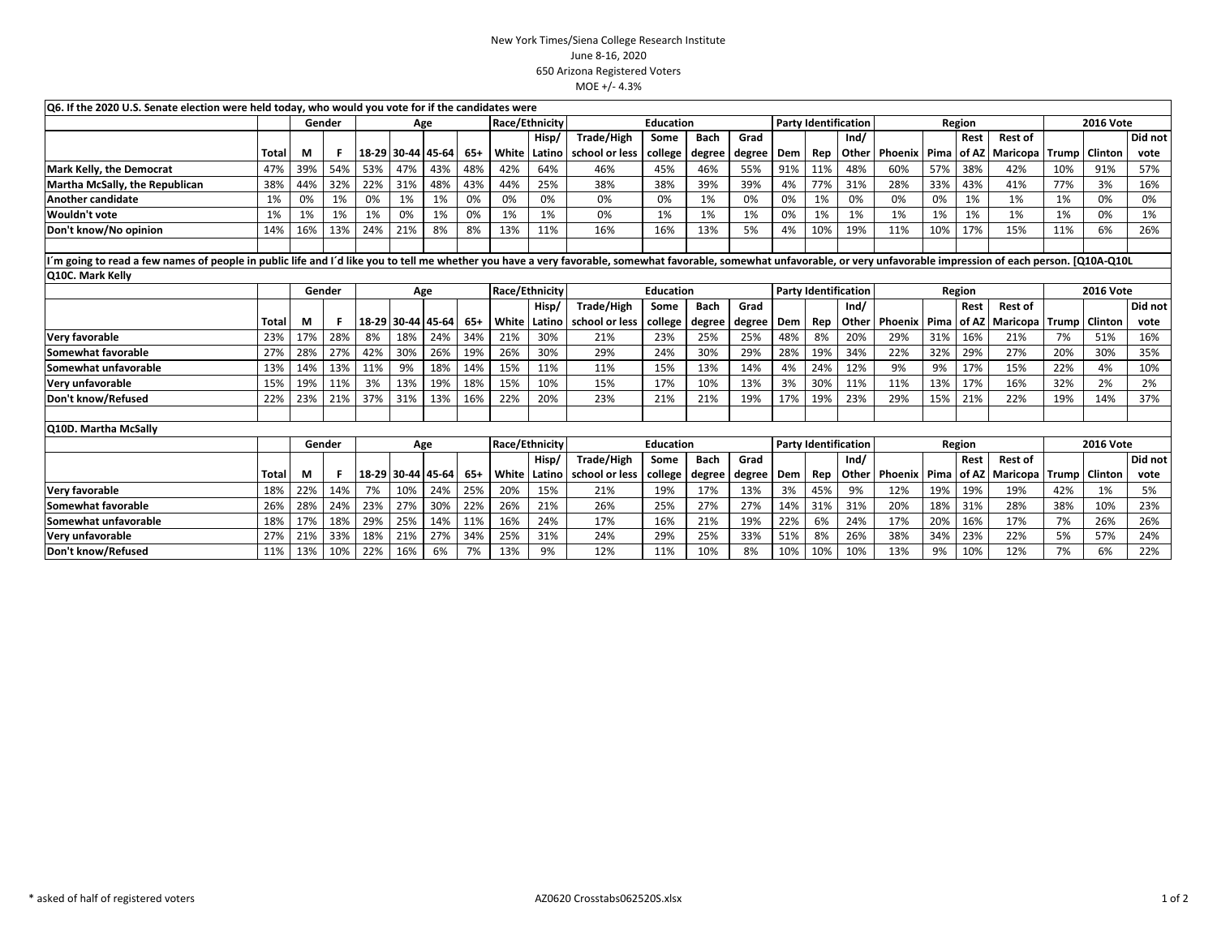New York Times/Siena College Research Institute
June 8-16, 2020
650 Arizona Registered Voters
MOE +/- 4.3%

**Q6. If the 2020 U.S. Senate election were held today, who would you vote for if the candidates were**

| | | Gender | | Age | | | | Race/Ethnicity | | Education | | | | Party Identification | | | Region | | | | 2016 Vote | | |
|---|---|---|---|---|---|---|---|---|---|---|---|---|---|---|---|---|---|---|---|---|---|---|---|
| | Total | M | F | 18-29 | 30-44 | 45-64 | 65+ | White | Hisp/ Latino | Trade/High school or less | Some college | Bach degree | Grad degree | Dem | Rep | Ind/ Other | Phoenix | Pima | Rest of AZ | Rest of Maricopa | Trump | Clinton | Did not vote |
| Mark Kelly, the Democrat | 47% | 39% | 54% | 53% | 47% | 43% | 48% | 42% | 64% | 46% | 45% | 46% | 55% | 91% | 11% | 48% | 60% | 57% | 38% | 42% | 10% | 91% | 57% |
| Martha McSally, the Republican | 38% | 44% | 32% | 22% | 31% | 48% | 43% | 44% | 25% | 38% | 38% | 39% | 39% | 4% | 77% | 31% | 28% | 33% | 43% | 41% | 77% | 3% | 16% |
| Another candidate | 1% | 0% | 1% | 0% | 1% | 1% | 0% | 0% | 0% | 0% | 0% | 1% | 0% | 0% | 1% | 0% | 0% | 0% | 1% | 1% | 1% | 0% | 0% |
| Wouldn't vote | 1% | 1% | 1% | 1% | 0% | 1% | 0% | 1% | 1% | 0% | 1% | 1% | 1% | 0% | 1% | 1% | 1% | 1% | 1% | 1% | 1% | 0% | 1% |
| Don't know/No opinion | 14% | 16% | 13% | 24% | 21% | 8% | 8% | 13% | 11% | 16% | 16% | 13% | 5% | 4% | 10% | 19% | 11% | 10% | 17% | 15% | 11% | 6% | 26% |

**I´m going to read a few names of people in public life and I´d like you to tell me whether you have a very favorable, somewhat favorable, somewhat unfavorable, or very unfavorable impression of each person. [Q10A-Q10L**

**Q10C. Mark Kelly**

| | | Gender | | Age | | | | Race/Ethnicity | | Education | | | | Party Identification | | | Region | | | | 2016 Vote | | |
|---|---|---|---|---|---|---|---|---|---|---|---|---|---|---|---|---|---|---|---|---|---|---|---|
| | Total | M | F | 18-29 | 30-44 | 45-64 | 65+ | White | Hisp/ Latino | Trade/High school or less | Some college | Bach degree | Grad degree | Dem | Rep | Ind/ Other | Phoenix | Pima | Rest of AZ | Rest of Maricopa | Trump | Clinton | Did not vote |
| Very favorable | 23% | 17% | 28% | 8% | 18% | 24% | 34% | 21% | 30% | 21% | 23% | 25% | 25% | 48% | 8% | 20% | 29% | 31% | 16% | 21% | 7% | 51% | 16% |
| Somewhat favorable | 27% | 28% | 27% | 42% | 30% | 26% | 19% | 26% | 30% | 29% | 24% | 30% | 29% | 28% | 19% | 34% | 22% | 32% | 29% | 27% | 20% | 30% | 35% |
| Somewhat unfavorable | 13% | 14% | 13% | 11% | 9% | 18% | 14% | 15% | 11% | 11% | 15% | 13% | 14% | 4% | 24% | 12% | 9% | 9% | 17% | 15% | 22% | 4% | 10% |
| Very unfavorable | 15% | 19% | 11% | 3% | 13% | 19% | 18% | 15% | 10% | 15% | 17% | 10% | 13% | 3% | 30% | 11% | 11% | 13% | 17% | 16% | 32% | 2% | 2% |
| Don't know/Refused | 22% | 23% | 21% | 37% | 31% | 13% | 16% | 22% | 20% | 23% | 21% | 21% | 19% | 17% | 19% | 23% | 29% | 15% | 21% | 22% | 19% | 14% | 37% |

**Q10D. Martha McSally**

| | | Gender | | Age | | | | Race/Ethnicity | | Education | | | | Party Identification | | | Region | | | | 2016 Vote | | |
|---|---|---|---|---|---|---|---|---|---|---|---|---|---|---|---|---|---|---|---|---|---|---|---|
| | Total | M | F | 18-29 | 30-44 | 45-64 | 65+ | White | Hisp/ Latino | Trade/High school or less | Some college | Bach degree | Grad degree | Dem | Rep | Ind/ Other | Phoenix | Pima | Rest of AZ | Rest of Maricopa | Trump | Clinton | Did not vote |
| Very favorable | 18% | 22% | 14% | 7% | 10% | 24% | 25% | 20% | 15% | 21% | 19% | 17% | 13% | 3% | 45% | 9% | 12% | 19% | 19% | 19% | 42% | 1% | 5% |
| Somewhat favorable | 26% | 28% | 24% | 23% | 27% | 30% | 22% | 26% | 21% | 26% | 25% | 27% | 27% | 14% | 31% | 31% | 20% | 18% | 31% | 28% | 38% | 10% | 23% |
| Somewhat unfavorable | 18% | 17% | 18% | 29% | 25% | 14% | 11% | 16% | 24% | 17% | 16% | 21% | 19% | 22% | 6% | 24% | 17% | 20% | 16% | 17% | 7% | 26% | 26% |
| Very unfavorable | 27% | 21% | 33% | 18% | 21% | 27% | 34% | 25% | 31% | 24% | 29% | 25% | 33% | 51% | 8% | 26% | 38% | 34% | 23% | 22% | 5% | 57% | 24% |
| Don't know/Refused | 11% | 13% | 10% | 22% | 16% | 6% | 7% | 13% | 9% | 12% | 11% | 10% | 8% | 10% | 10% | 10% | 13% | 9% | 10% | 12% | 7% | 6% | 22% |

* asked of half of registered voters

AZ0620 Crosstabs062520S.xlsx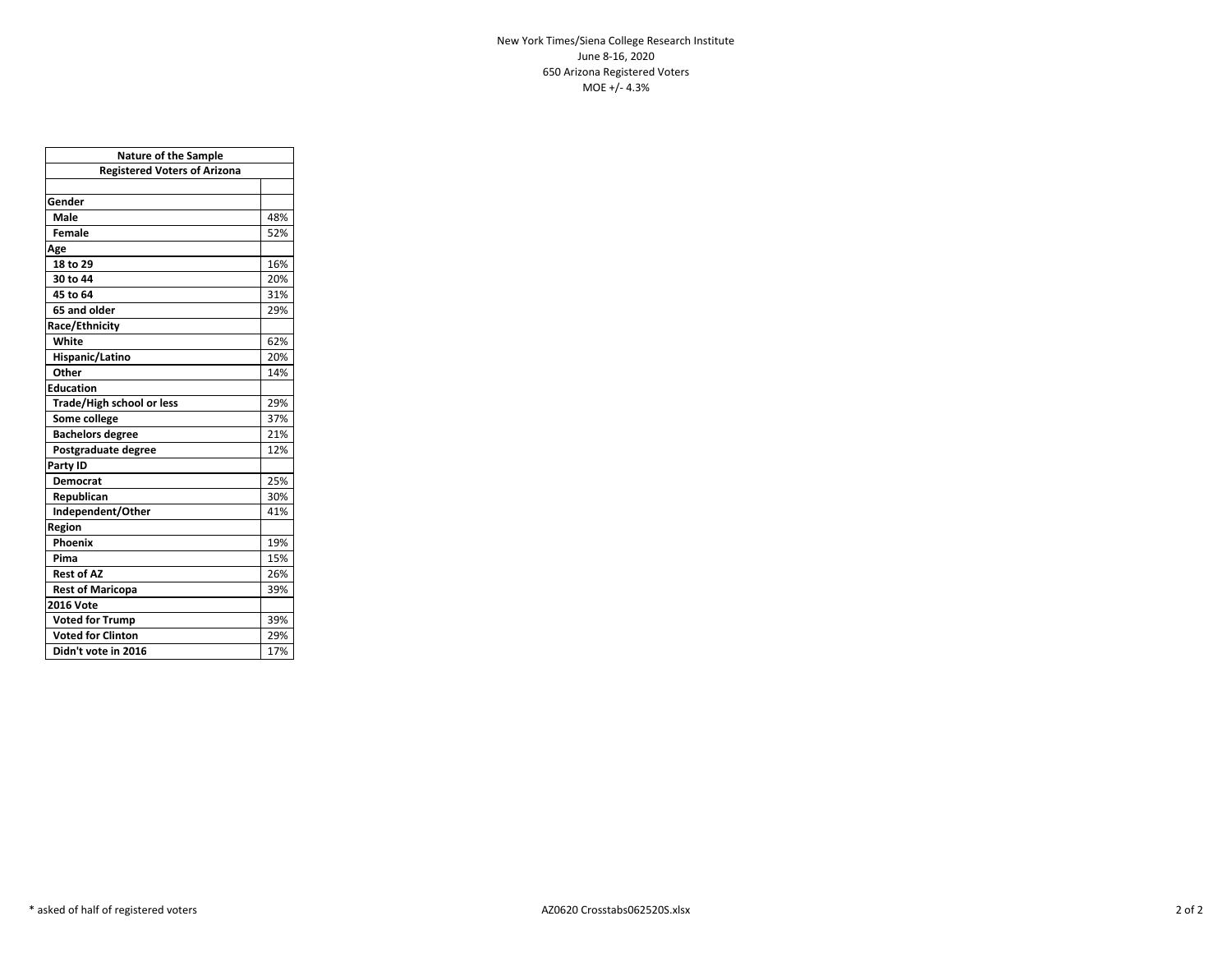New York Times/Siena College Research Institute
June 8-16, 2020
650 Arizona Registered Voters
MOE +/- 4.3%

| Nature of the Sample | |
|---|---|
| **Registered Voters of Arizona** | |
| | |
| **Gender** | |
| Male | 48% |
| Female | 52% |
| **Age** | |
| 18 to 29 | 16% |
| 30 to 44 | 20% |
| 45 to 64 | 31% |
| 65 and older | 29% |
| **Race/Ethnicity** | |
| White | 62% |
| Hispanic/Latino | 20% |
| Other | 14% |
| **Education** | |
| Trade/High school or less | 29% |
| Some college | 37% |
| Bachelors degree | 21% |
| Postgraduate degree | 12% |
| **Party ID** | |
| Democrat | 25% |
| Republican | 30% |
| Independent/Other | 41% |
| **Region** | |
| Phoenix | 19% |
| Pima | 15% |
| Rest of AZ | 26% |
| Rest of Maricopa | 39% |
| **2016 Vote** | |
| Voted for Trump | 39% |
| Voted for Clinton | 29% |
| Didn't vote in 2016 | 17% |

* asked of half of registered voters

AZ0620 Crosstabs062520S.xlsx